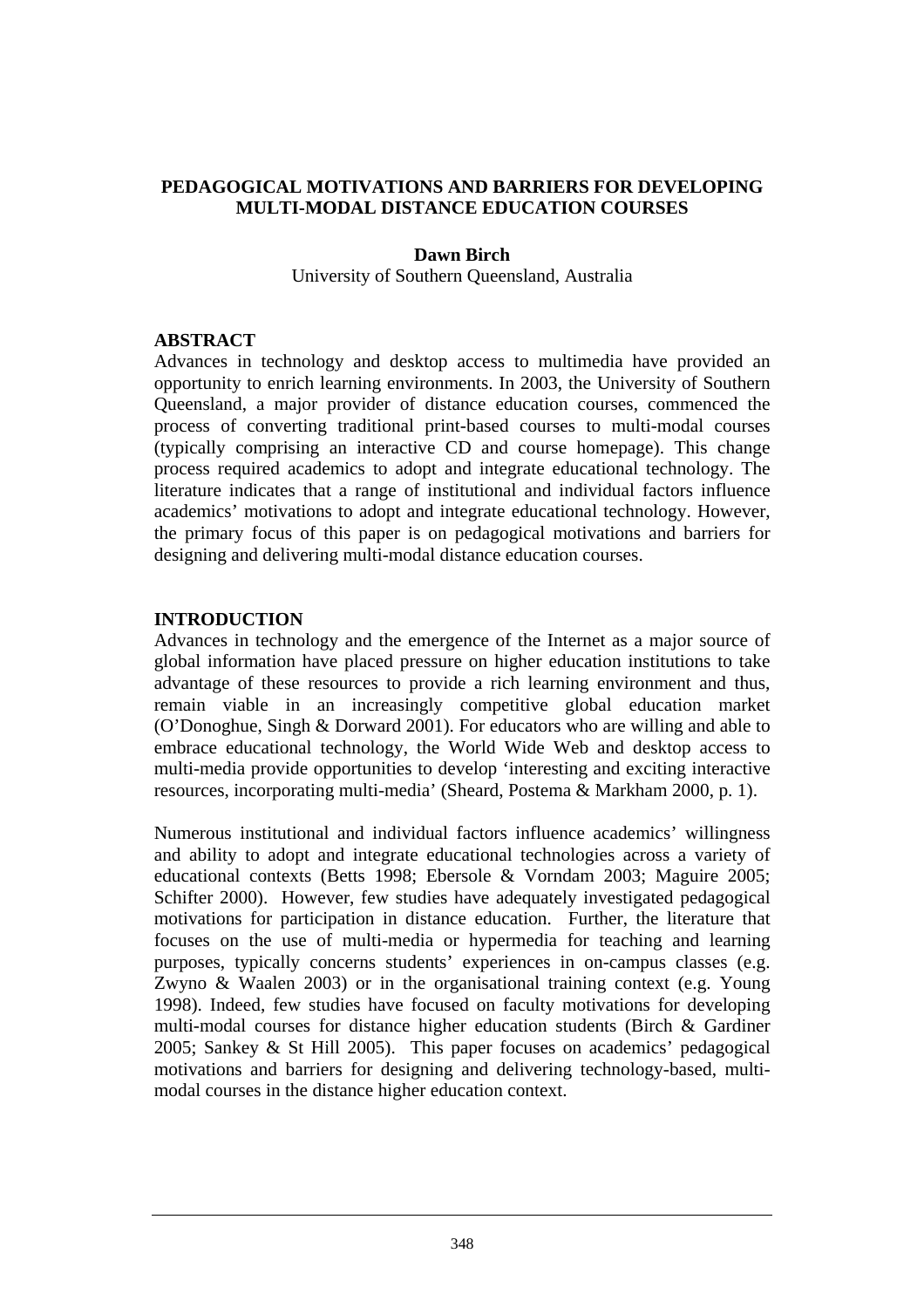# PEDAGOGICAL MOTIVATIONS AND BARRIERS FOR DEVELOPING MULTI-MODAL DISTANCE EDUCATION COURSES

**Dawn Birch**

University of Southern Queensland, Australia

## ABSTRACT

Advances in technology and desktop access to multimedia have provided an opportunity to enrich learning environments. In 2003, the University of Southern Queensland, a major provider of distance education courses, commenced the process of converting traditional print-based courses to multi-modal courses (typically comprising an interactive CD and course homepage). This change process required academics to adopt and integrate educational technology. The literature indicates that a range of institutional and individual factors influence academics' motivations to adopt and integrate educational technology. However, the primary focus of this paper is on pedagogical motivations and barriers for designing and delivering multi-modal distance education courses.

## INTRODUCTION

Advances in technology and the emergence of the Internet as a major source of global information have placed pressure on higher education institutions to take advantage of these resources to provide a rich learning environment and thus, remain viable in an increasingly competitive global education market (O'Donoghue, Singh & Dorward 2001). For educators who are willing and able to embrace educational technology, the World Wide Web and desktop access to multi-media provide opportunities to develop 'interesting and exciting interactive resources, incorporating multi-media' (Sheard, Postema & Markham 2000, p. 1).

Numerous institutional and individual factors influence academics' willingness and ability to adopt and integrate educational technologies across a variety of educational contexts (Betts 1998; Ebersole & Vorndam 2003; Maguire 2005; Schifter 2000). However, few studies have adequately investigated pedagogical motivations for participation in distance education. Further, the literature that focuses on the use of multi-media or hypermedia for teaching and learning purposes, typically concerns students' experiences in on-campus classes (e.g. Zwyno & Waalen 2003) or in the organisational training context (e.g. Young 1998). Indeed, few studies have focused on faculty motivations for developing multi-modal courses for distance higher education students (Birch & Gardiner 2005; Sankey & St Hill 2005). This paper focuses on academics' pedagogical motivations and barriers for designing and delivering technology-based, multi-modal courses in the distance higher education context.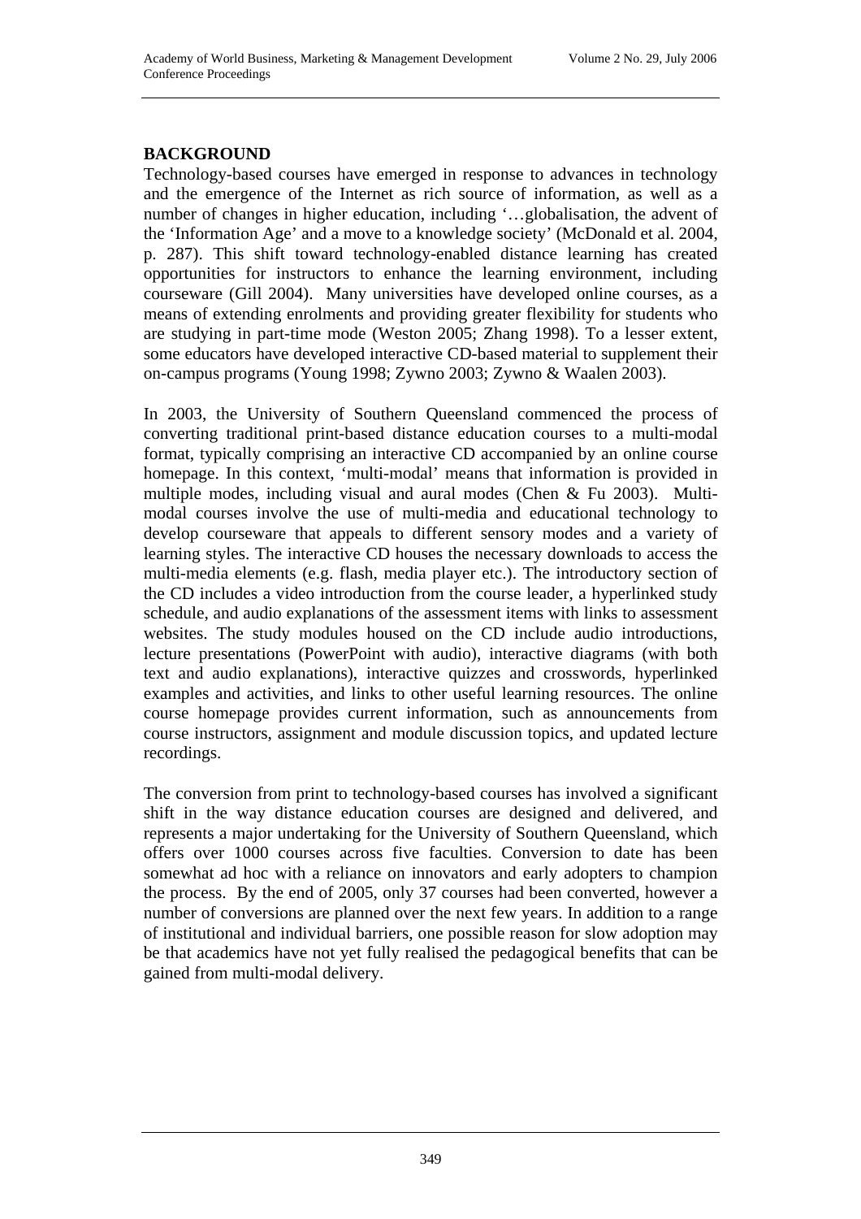## BACKGROUND

Technology-based courses have emerged in response to advances in technology and the emergence of the Internet as rich source of information, as well as a number of changes in higher education, including '…globalisation, the advent of the 'Information Age' and a move to a knowledge society' (McDonald et al. 2004, p. 287). This shift toward technology-enabled distance learning has created opportunities for instructors to enhance the learning environment, including courseware (Gill 2004). Many universities have developed online courses, as a means of extending enrolments and providing greater flexibility for students who are studying in part-time mode (Weston 2005; Zhang 1998). To a lesser extent, some educators have developed interactive CD-based material to supplement their on-campus programs (Young 1998; Zywno 2003; Zywno & Waalen 2003).

In 2003, the University of Southern Queensland commenced the process of converting traditional print-based distance education courses to a multi-modal format, typically comprising an interactive CD accompanied by an online course homepage. In this context, 'multi-modal' means that information is provided in multiple modes, including visual and aural modes (Chen & Fu 2003). Multi-modal courses involve the use of multi-media and educational technology to develop courseware that appeals to different sensory modes and a variety of learning styles. The interactive CD houses the necessary downloads to access the multi-media elements (e.g. flash, media player etc.). The introductory section of the CD includes a video introduction from the course leader, a hyperlinked study schedule, and audio explanations of the assessment items with links to assessment websites. The study modules housed on the CD include audio introductions, lecture presentations (PowerPoint with audio), interactive diagrams (with both text and audio explanations), interactive quizzes and crosswords, hyperlinked examples and activities, and links to other useful learning resources. The online course homepage provides current information, such as announcements from course instructors, assignment and module discussion topics, and updated lecture recordings.

The conversion from print to technology-based courses has involved a significant shift in the way distance education courses are designed and delivered, and represents a major undertaking for the University of Southern Queensland, which offers over 1000 courses across five faculties. Conversion to date has been somewhat ad hoc with a reliance on innovators and early adopters to champion the process. By the end of 2005, only 37 courses had been converted, however a number of conversions are planned over the next few years. In addition to a range of institutional and individual barriers, one possible reason for slow adoption may be that academics have not yet fully realised the pedagogical benefits that can be gained from multi-modal delivery.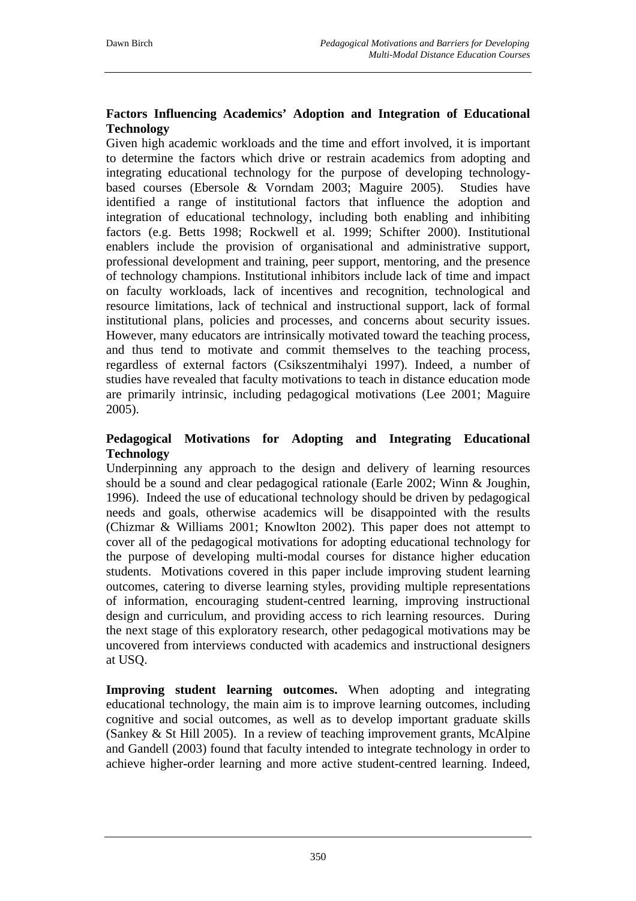### Factors Influencing Academics' Adoption and Integration of Educational Technology

Given high academic workloads and the time and effort involved, it is important to determine the factors which drive or restrain academics from adopting and integrating educational technology for the purpose of developing technology-based courses (Ebersole & Vorndam 2003; Maguire 2005). Studies have identified a range of institutional factors that influence the adoption and integration of educational technology, including both enabling and inhibiting factors (e.g. Betts 1998; Rockwell et al. 1999; Schifter 2000). Institutional enablers include the provision of organisational and administrative support, professional development and training, peer support, mentoring, and the presence of technology champions. Institutional inhibitors include lack of time and impact on faculty workloads, lack of incentives and recognition, technological and resource limitations, lack of technical and instructional support, lack of formal institutional plans, policies and processes, and concerns about security issues. However, many educators are intrinsically motivated toward the teaching process, and thus tend to motivate and commit themselves to the teaching process, regardless of external factors (Csikszentmihalyi 1997). Indeed, a number of studies have revealed that faculty motivations to teach in distance education mode are primarily intrinsic, including pedagogical motivations (Lee 2001; Maguire 2005).

### Pedagogical Motivations for Adopting and Integrating Educational Technology

Underpinning any approach to the design and delivery of learning resources should be a sound and clear pedagogical rationale (Earle 2002; Winn & Joughin, 1996). Indeed the use of educational technology should be driven by pedagogical needs and goals, otherwise academics will be disappointed with the results (Chizmar & Williams 2001; Knowlton 2002). This paper does not attempt to cover all of the pedagogical motivations for adopting educational technology for the purpose of developing multi-modal courses for distance higher education students. Motivations covered in this paper include improving student learning outcomes, catering to diverse learning styles, providing multiple representations of information, encouraging student-centred learning, improving instructional design and curriculum, and providing access to rich learning resources. During the next stage of this exploratory research, other pedagogical motivations may be uncovered from interviews conducted with academics and instructional designers at USQ.

**Improving student learning outcomes.** When adopting and integrating educational technology, the main aim is to improve learning outcomes, including cognitive and social outcomes, as well as to develop important graduate skills (Sankey & St Hill 2005). In a review of teaching improvement grants, McAlpine and Gandell (2003) found that faculty intended to integrate technology in order to achieve higher-order learning and more active student-centred learning. Indeed,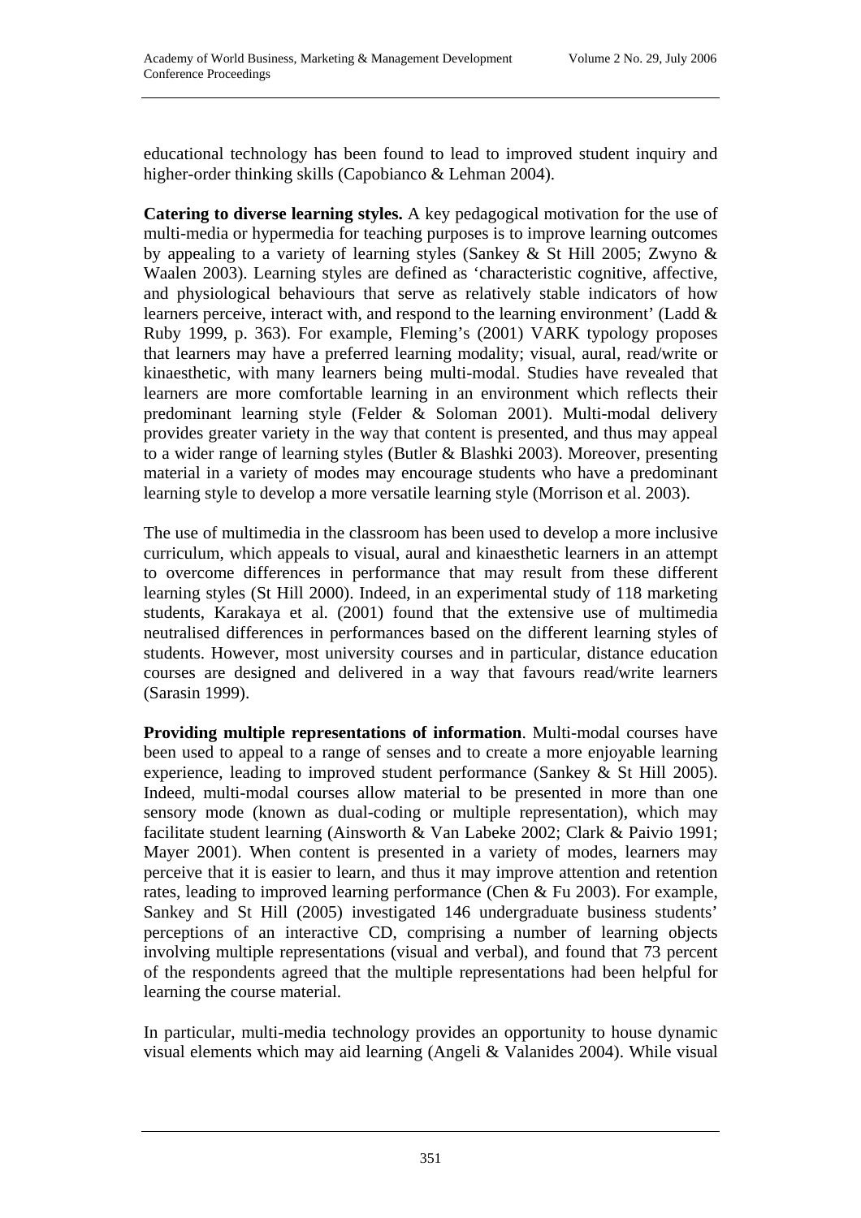educational technology has been found to lead to improved student inquiry and higher-order thinking skills (Capobianco & Lehman 2004).

**Catering to diverse learning styles.** A key pedagogical motivation for the use of multi-media or hypermedia for teaching purposes is to improve learning outcomes by appealing to a variety of learning styles (Sankey & St Hill 2005; Zwyno & Waalen 2003). Learning styles are defined as 'characteristic cognitive, affective, and physiological behaviours that serve as relatively stable indicators of how learners perceive, interact with, and respond to the learning environment' (Ladd & Ruby 1999, p. 363). For example, Fleming's (2001) VARK typology proposes that learners may have a preferred learning modality; visual, aural, read/write or kinaesthetic, with many learners being multi-modal. Studies have revealed that learners are more comfortable learning in an environment which reflects their predominant learning style (Felder & Soloman 2001). Multi-modal delivery provides greater variety in the way that content is presented, and thus may appeal to a wider range of learning styles (Butler & Blashki 2003). Moreover, presenting material in a variety of modes may encourage students who have a predominant learning style to develop a more versatile learning style (Morrison et al. 2003).

The use of multimedia in the classroom has been used to develop a more inclusive curriculum, which appeals to visual, aural and kinaesthetic learners in an attempt to overcome differences in performance that may result from these different learning styles (St Hill 2000). Indeed, in an experimental study of 118 marketing students, Karakaya et al. (2001) found that the extensive use of multimedia neutralised differences in performances based on the different learning styles of students. However, most university courses and in particular, distance education courses are designed and delivered in a way that favours read/write learners (Sarasin 1999).

**Providing multiple representations of information**. Multi-modal courses have been used to appeal to a range of senses and to create a more enjoyable learning experience, leading to improved student performance (Sankey & St Hill 2005). Indeed, multi-modal courses allow material to be presented in more than one sensory mode (known as dual-coding or multiple representation), which may facilitate student learning (Ainsworth & Van Labeke 2002; Clark & Paivio 1991; Mayer 2001). When content is presented in a variety of modes, learners may perceive that it is easier to learn, and thus it may improve attention and retention rates, leading to improved learning performance (Chen & Fu 2003). For example, Sankey and St Hill (2005) investigated 146 undergraduate business students' perceptions of an interactive CD, comprising a number of learning objects involving multiple representations (visual and verbal), and found that 73 percent of the respondents agreed that the multiple representations had been helpful for learning the course material.

In particular, multi-media technology provides an opportunity to house dynamic visual elements which may aid learning (Angeli & Valanides 2004). While visual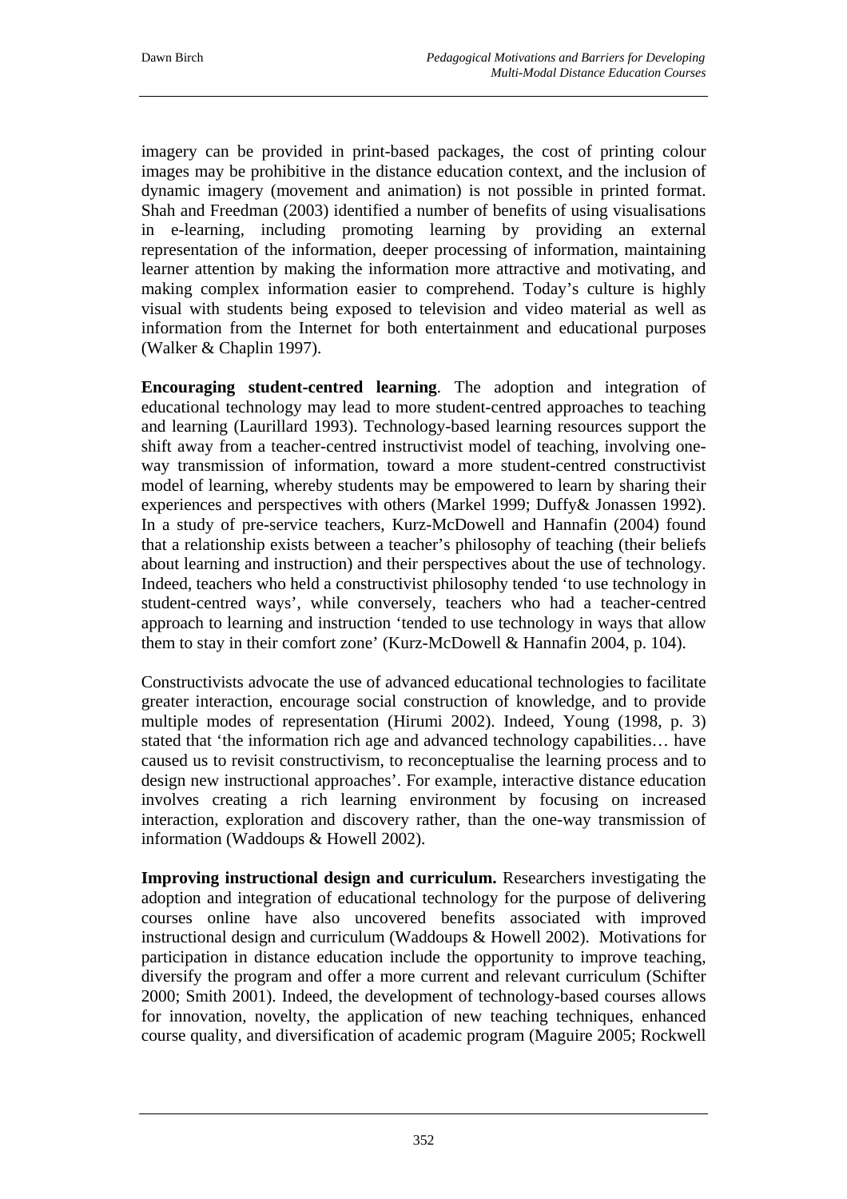imagery can be provided in print-based packages, the cost of printing colour images may be prohibitive in the distance education context, and the inclusion of dynamic imagery (movement and animation) is not possible in printed format. Shah and Freedman (2003) identified a number of benefits of using visualisations in e-learning, including promoting learning by providing an external representation of the information, deeper processing of information, maintaining learner attention by making the information more attractive and motivating, and making complex information easier to comprehend. Today's culture is highly visual with students being exposed to television and video material as well as information from the Internet for both entertainment and educational purposes (Walker & Chaplin 1997).

**Encouraging student-centred learning**. The adoption and integration of educational technology may lead to more student-centred approaches to teaching and learning (Laurillard 1993). Technology-based learning resources support the shift away from a teacher-centred instructivist model of teaching, involving one-way transmission of information, toward a more student-centred constructivist model of learning, whereby students may be empowered to learn by sharing their experiences and perspectives with others (Markel 1999; Duffy& Jonassen 1992). In a study of pre-service teachers, Kurz-McDowell and Hannafin (2004) found that a relationship exists between a teacher's philosophy of teaching (their beliefs about learning and instruction) and their perspectives about the use of technology. Indeed, teachers who held a constructivist philosophy tended 'to use technology in student-centred ways', while conversely, teachers who had a teacher-centred approach to learning and instruction 'tended to use technology in ways that allow them to stay in their comfort zone' (Kurz-McDowell & Hannafin 2004, p. 104).

Constructivists advocate the use of advanced educational technologies to facilitate greater interaction, encourage social construction of knowledge, and to provide multiple modes of representation (Hirumi 2002). Indeed, Young (1998, p. 3) stated that 'the information rich age and advanced technology capabilities… have caused us to revisit constructivism, to reconceptualise the learning process and to design new instructional approaches'. For example, interactive distance education involves creating a rich learning environment by focusing on increased interaction, exploration and discovery rather, than the one-way transmission of information (Waddoups & Howell 2002).

**Improving instructional design and curriculum.** Researchers investigating the adoption and integration of educational technology for the purpose of delivering courses online have also uncovered benefits associated with improved instructional design and curriculum (Waddoups & Howell 2002). Motivations for participation in distance education include the opportunity to improve teaching, diversify the program and offer a more current and relevant curriculum (Schifter 2000; Smith 2001). Indeed, the development of technology-based courses allows for innovation, novelty, the application of new teaching techniques, enhanced course quality, and diversification of academic program (Maguire 2005; Rockwell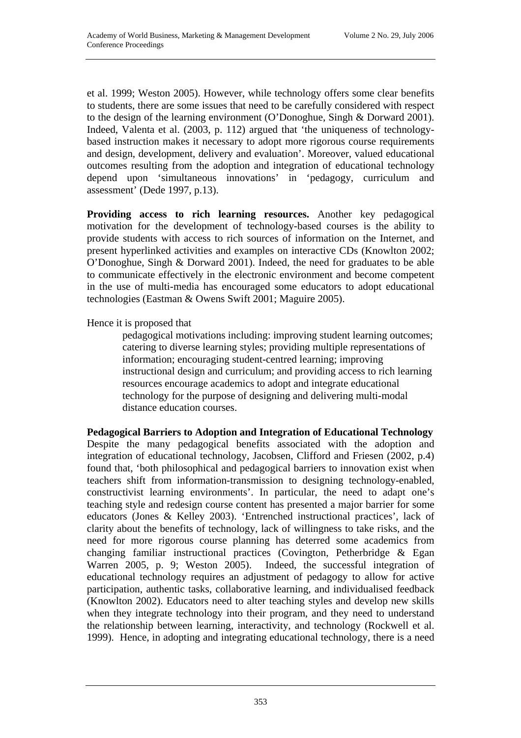et al. 1999; Weston 2005). However, while technology offers some clear benefits to students, there are some issues that need to be carefully considered with respect to the design of the learning environment (O'Donoghue, Singh & Dorward 2001). Indeed, Valenta et al. (2003, p. 112) argued that 'the uniqueness of technology-based instruction makes it necessary to adopt more rigorous course requirements and design, development, delivery and evaluation'. Moreover, valued educational outcomes resulting from the adoption and integration of educational technology depend upon 'simultaneous innovations' in 'pedagogy, curriculum and assessment' (Dede 1997, p.13).

**Providing access to rich learning resources.** Another key pedagogical motivation for the development of technology-based courses is the ability to provide students with access to rich sources of information on the Internet, and present hyperlinked activities and examples on interactive CDs (Knowlton 2002; O'Donoghue, Singh & Dorward 2001). Indeed, the need for graduates to be able to communicate effectively in the electronic environment and become competent in the use of multi-media has encouraged some educators to adopt educational technologies (Eastman & Owens Swift 2001; Maguire 2005).

Hence it is proposed that

> pedagogical motivations including: improving student learning outcomes; catering to diverse learning styles; providing multiple representations of information; encouraging student-centred learning; improving instructional design and curriculum; and providing access to rich learning resources encourage academics to adopt and integrate educational technology for the purpose of designing and delivering multi-modal distance education courses.

**Pedagogical Barriers to Adoption and Integration of Educational Technology**

Despite the many pedagogical benefits associated with the adoption and integration of educational technology, Jacobsen, Clifford and Friesen (2002, p.4) found that, 'both philosophical and pedagogical barriers to innovation exist when teachers shift from information-transmission to designing technology-enabled, constructivist learning environments'. In particular, the need to adapt one's teaching style and redesign course content has presented a major barrier for some educators (Jones & Kelley 2003). 'Entrenched instructional practices', lack of clarity about the benefits of technology, lack of willingness to take risks, and the need for more rigorous course planning has deterred some academics from changing familiar instructional practices (Covington, Petherbridge & Egan Warren 2005, p. 9; Weston 2005). Indeed, the successful integration of educational technology requires an adjustment of pedagogy to allow for active participation, authentic tasks, collaborative learning, and individualised feedback (Knowlton 2002). Educators need to alter teaching styles and develop new skills when they integrate technology into their program, and they need to understand the relationship between learning, interactivity, and technology (Rockwell et al. 1999). Hence, in adopting and integrating educational technology, there is a need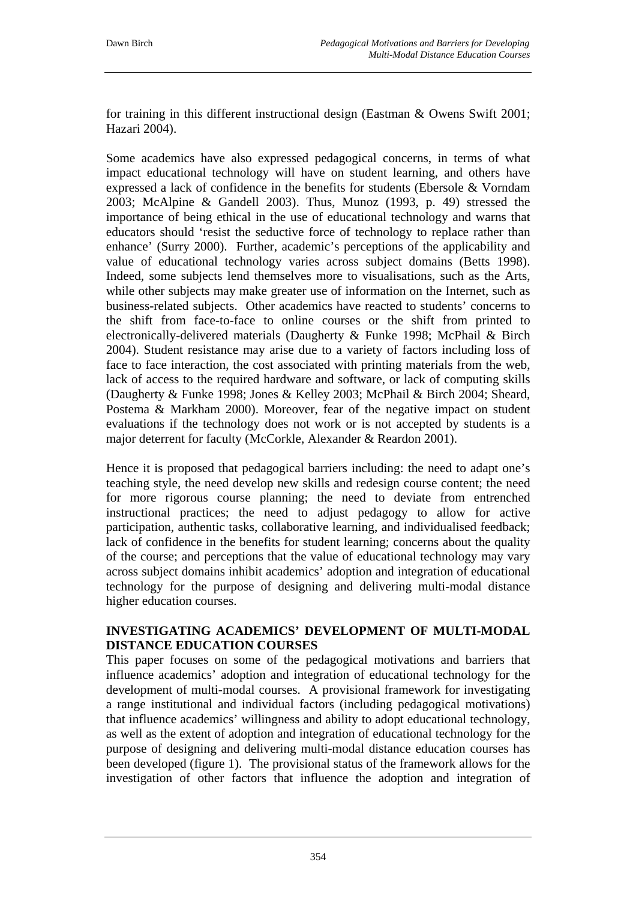for training in this different instructional design (Eastman & Owens Swift 2001; Hazari 2004).

Some academics have also expressed pedagogical concerns, in terms of what impact educational technology will have on student learning, and others have expressed a lack of confidence in the benefits for students (Ebersole & Vorndam 2003; McAlpine & Gandell 2003). Thus, Munoz (1993, p. 49) stressed the importance of being ethical in the use of educational technology and warns that educators should 'resist the seductive force of technology to replace rather than enhance' (Surry 2000). Further, academic's perceptions of the applicability and value of educational technology varies across subject domains (Betts 1998). Indeed, some subjects lend themselves more to visualisations, such as the Arts, while other subjects may make greater use of information on the Internet, such as business-related subjects. Other academics have reacted to students' concerns to the shift from face-to-face to online courses or the shift from printed to electronically-delivered materials (Daugherty & Funke 1998; McPhail & Birch 2004). Student resistance may arise due to a variety of factors including loss of face to face interaction, the cost associated with printing materials from the web, lack of access to the required hardware and software, or lack of computing skills (Daugherty & Funke 1998; Jones & Kelley 2003; McPhail & Birch 2004; Sheard, Postema & Markham 2000). Moreover, fear of the negative impact on student evaluations if the technology does not work or is not accepted by students is a major deterrent for faculty (McCorkle, Alexander & Reardon 2001).

Hence it is proposed that pedagogical barriers including: the need to adapt one's teaching style, the need develop new skills and redesign course content; the need for more rigorous course planning; the need to deviate from entrenched instructional practices; the need to adjust pedagogy to allow for active participation, authentic tasks, collaborative learning, and individualised feedback; lack of confidence in the benefits for student learning; concerns about the quality of the course; and perceptions that the value of educational technology may vary across subject domains inhibit academics' adoption and integration of educational technology for the purpose of designing and delivering multi-modal distance higher education courses.

## INVESTIGATING ACADEMICS' DEVELOPMENT OF MULTI-MODAL DISTANCE EDUCATION COURSES

This paper focuses on some of the pedagogical motivations and barriers that influence academics' adoption and integration of educational technology for the development of multi-modal courses. A provisional framework for investigating a range institutional and individual factors (including pedagogical motivations) that influence academics' willingness and ability to adopt educational technology, as well as the extent of adoption and integration of educational technology for the purpose of designing and delivering multi-modal distance education courses has been developed (figure 1). The provisional status of the framework allows for the investigation of other factors that influence the adoption and integration of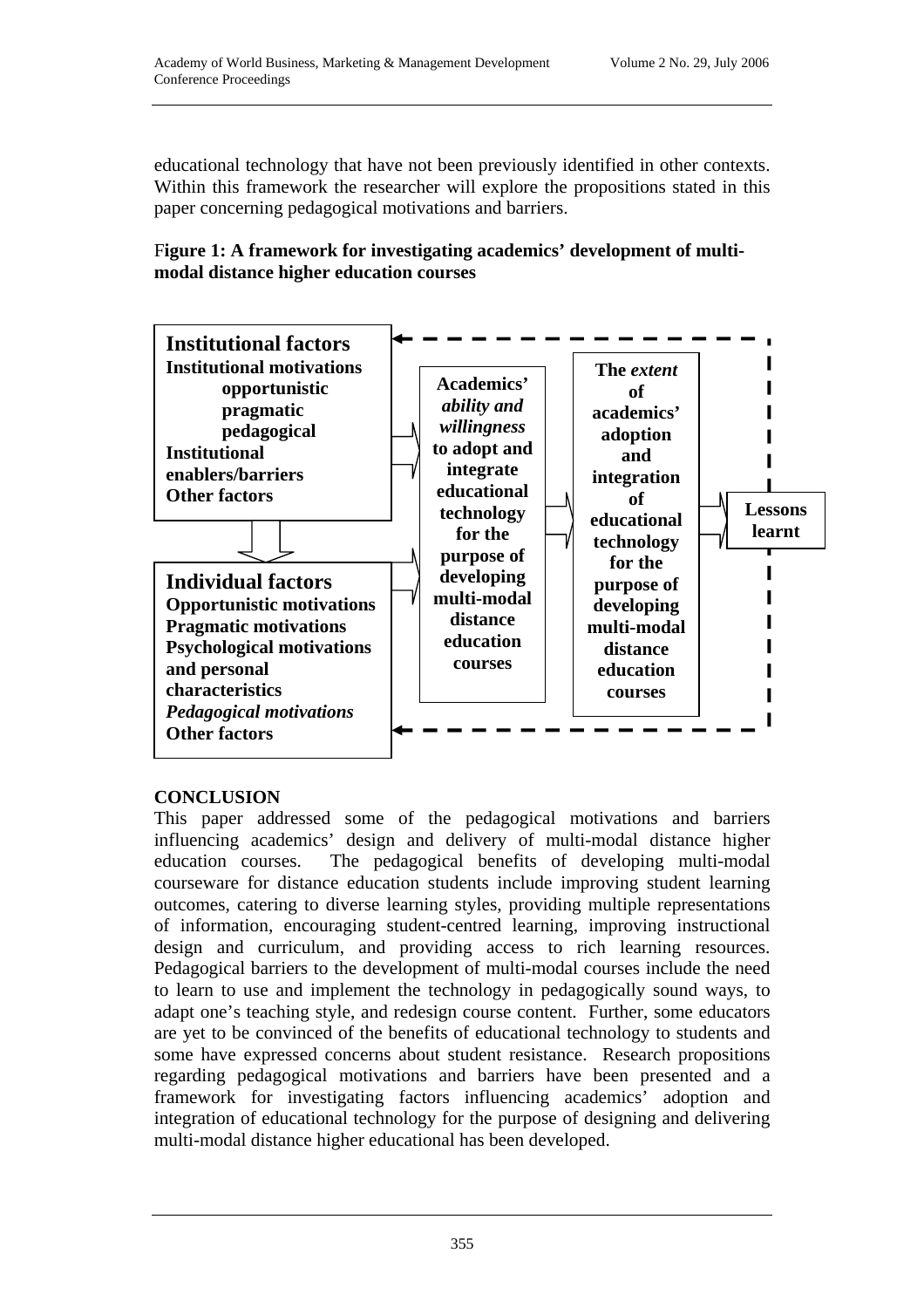educational technology that have not been previously identified in other contexts. Within this framework the researcher will explore the propositions stated in this paper concerning pedagogical motivations and barriers.

**Figure 1: A framework for investigating academics' development of multi-modal distance higher education courses**

**Institutional factors**
**Institutional motivations**
- **opportunistic**
- **pragmatic**
- **pedagogical**

**Institutional enablers/barriers**
**Other factors**

**Individual factors**
**Opportunistic motivations**
**Pragmatic motivations**
**Psychological motivations and personal characteristics**
***Pedagogical motivations***
**Other factors**

**Academics' *ability and willingness* to adopt and integrate educational technology for the purpose of developing multi-modal distance education courses**

**The *extent* of academics' adoption and integration of educational technology for the purpose of developing multi-modal distance education courses**

**Lessons learnt**

## CONCLUSION

This paper addressed some of the pedagogical motivations and barriers influencing academics' design and delivery of multi-modal distance higher education courses. The pedagogical benefits of developing multi-modal courseware for distance education students include improving student learning outcomes, catering to diverse learning styles, providing multiple representations of information, encouraging student-centred learning, improving instructional design and curriculum, and providing access to rich learning resources. Pedagogical barriers to the development of multi-modal courses include the need to learn to use and implement the technology in pedagogically sound ways, to adapt one's teaching style, and redesign course content. Further, some educators are yet to be convinced of the benefits of educational technology to students and some have expressed concerns about student resistance. Research propositions regarding pedagogical motivations and barriers have been presented and a framework for investigating factors influencing academics' adoption and integration of educational technology for the purpose of designing and delivering multi-modal distance higher educational has been developed.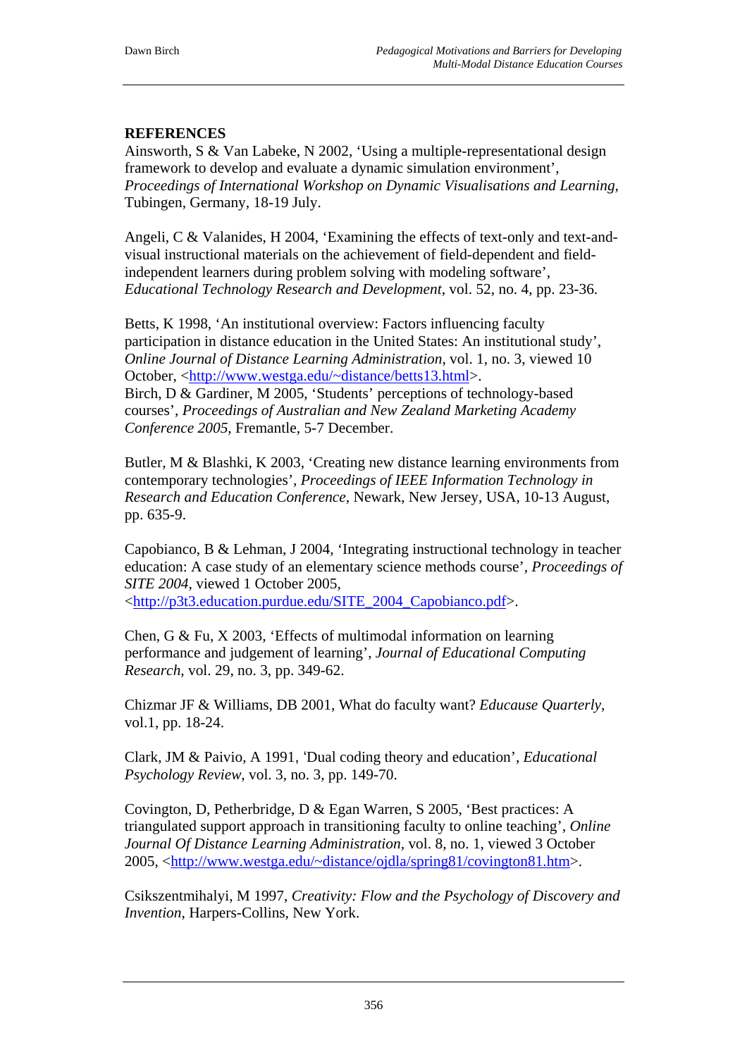**REFERENCES**

Ainsworth, S & Van Labeke, N 2002, 'Using a multiple-representational design framework to develop and evaluate a dynamic simulation environment', *Proceedings of International Workshop on Dynamic Visualisations and Learning*, Tubingen, Germany, 18-19 July.

Angeli, C & Valanides, H 2004, 'Examining the effects of text-only and text-and-visual instructional materials on the achievement of field-dependent and field-independent learners during problem solving with modeling software', *Educational Technology Research and Development*, vol. 52, no. 4, pp. 23-36.

Betts, K 1998, 'An institutional overview: Factors influencing faculty participation in distance education in the United States: An institutional study', *Online Journal of Distance Learning Administration*, vol. 1, no. 3, viewed 10 October, <http://www.westga.edu/~distance/betts13.html>.

Birch, D & Gardiner, M 2005, 'Students' perceptions of technology-based courses', *Proceedings of Australian and New Zealand Marketing Academy Conference 2005*, Fremantle, 5-7 December.

Butler, M & Blashki, K 2003, 'Creating new distance learning environments from contemporary technologies', *Proceedings of IEEE Information Technology in Research and Education Conference*, Newark, New Jersey, USA, 10-13 August, pp. 635-9.

Capobianco, B & Lehman, J 2004, 'Integrating instructional technology in teacher education: A case study of an elementary science methods course', *Proceedings of SITE 2004*, viewed 1 October 2005, <http://p3t3.education.purdue.edu/SITE_2004_Capobianco.pdf>.

Chen, G & Fu, X 2003, 'Effects of multimodal information on learning performance and judgement of learning', *Journal of Educational Computing Research*, vol. 29, no. 3, pp. 349-62.

Chizmar JF & Williams, DB 2001, What do faculty want? *Educause Quarterly*, vol.1, pp. 18-24.

Clark, JM & Paivio, A 1991, 'Dual coding theory and education', *Educational Psychology Review*, vol. 3, no. 3, pp. 149-70.

Covington, D, Petherbridge, D & Egan Warren, S 2005, 'Best practices: A triangulated support approach in transitioning faculty to online teaching', *Online Journal Of Distance Learning Administration*, vol. 8, no. 1, viewed 3 October 2005, <http://www.westga.edu/~distance/ojdla/spring81/covington81.htm>.

Csikszentmihalyi, M 1997, *Creativity: Flow and the Psychology of Discovery and Invention*, Harpers-Collins, New York.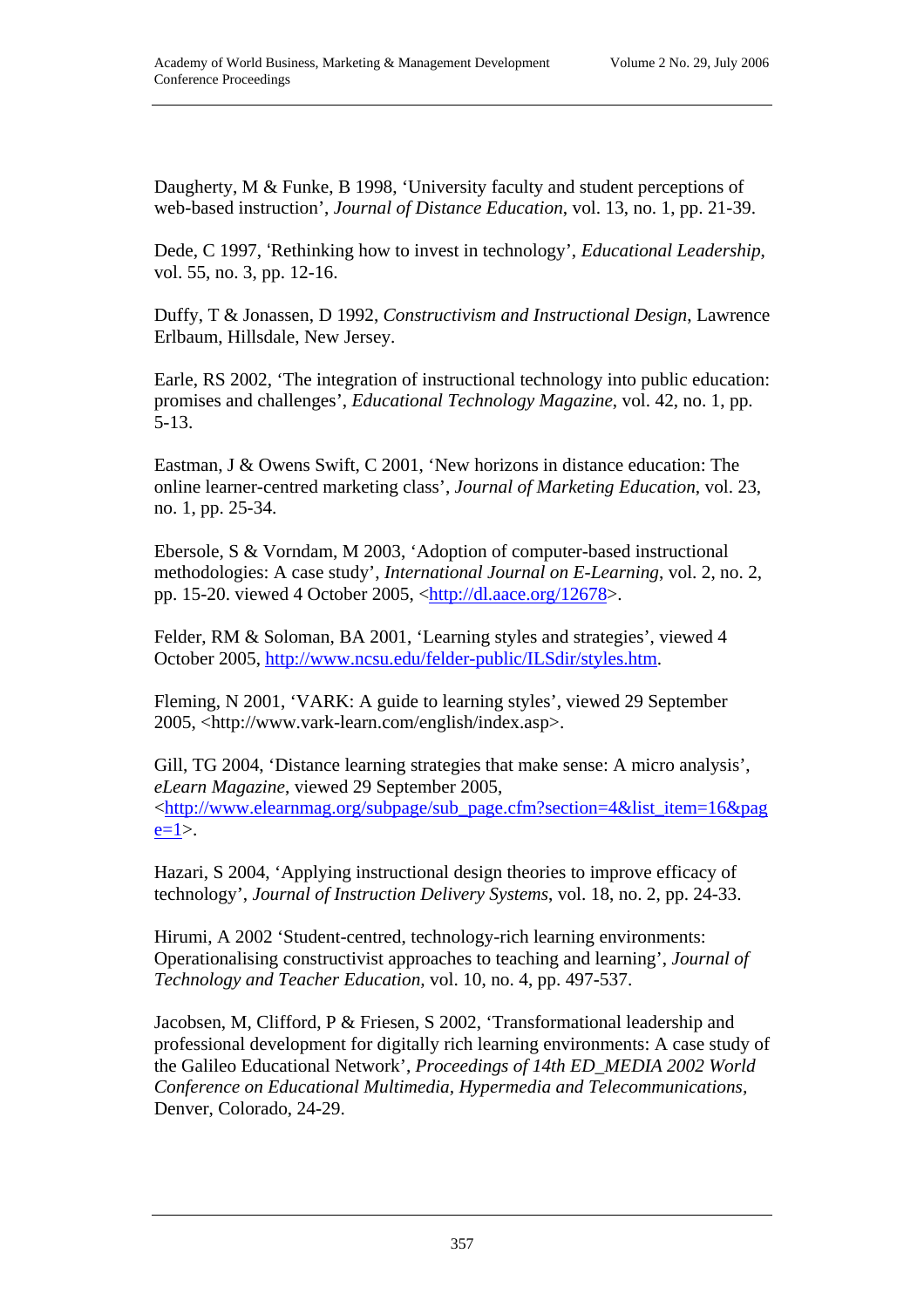Daugherty, M & Funke, B 1998, ‘University faculty and student perceptions of web-based instruction’, *Journal of Distance Education*, vol. 13, no. 1, pp. 21-39.

Dede, C 1997, ‘Rethinking how to invest in technology’, *Educational Leadership*, vol. 55, no. 3, pp. 12-16.

Duffy, T & Jonassen, D 1992, *Constructivism and Instructional Design*, Lawrence Erlbaum, Hillsdale, New Jersey.

Earle, RS 2002, ‘The integration of instructional technology into public education: promises and challenges’, *Educational Technology Magazine*, vol. 42, no. 1, pp. 5-13.

Eastman, J & Owens Swift, C 2001, ‘New horizons in distance education: The online learner-centred marketing class’, *Journal of Marketing Education*, vol. 23, no. 1, pp. 25-34.

Ebersole, S & Vorndam, M 2003, ‘Adoption of computer-based instructional methodologies: A case study’, *International Journal on E-Learning*, vol. 2, no. 2, pp. 15-20. viewed 4 October 2005, <http://dl.aace.org/12678>.

Felder, RM & Soloman, BA 2001, ‘Learning styles and strategies’, viewed 4 October 2005, http://www.ncsu.edu/felder-public/ILSdir/styles.htm.

Fleming, N 2001, ‘VARK: A guide to learning styles’, viewed 29 September 2005, <http://www.vark-learn.com/english/index.asp>.

Gill, TG 2004, ‘Distance learning strategies that make sense: A micro analysis’, *eLearn Magazine*, viewed 29 September 2005, <http://www.elearnmag.org/subpage/sub_page.cfm?section=4&list_item=16&page=1>.

Hazari, S 2004, ‘Applying instructional design theories to improve efficacy of technology’, *Journal of Instruction Delivery Systems*, vol. 18, no. 2, pp. 24-33.

Hirumi, A 2002 ‘Student-centred, technology-rich learning environments: Operationalising constructivist approaches to teaching and learning’, *Journal of Technology and Teacher Education*, vol. 10, no. 4, pp. 497-537.

Jacobsen, M, Clifford, P & Friesen, S 2002, ‘Transformational leadership and professional development for digitally rich learning environments: A case study of the Galileo Educational Network’, *Proceedings of 14th ED_MEDIA 2002 World Conference on Educational Multimedia, Hypermedia and Telecommunications*, Denver, Colorado, 24-29.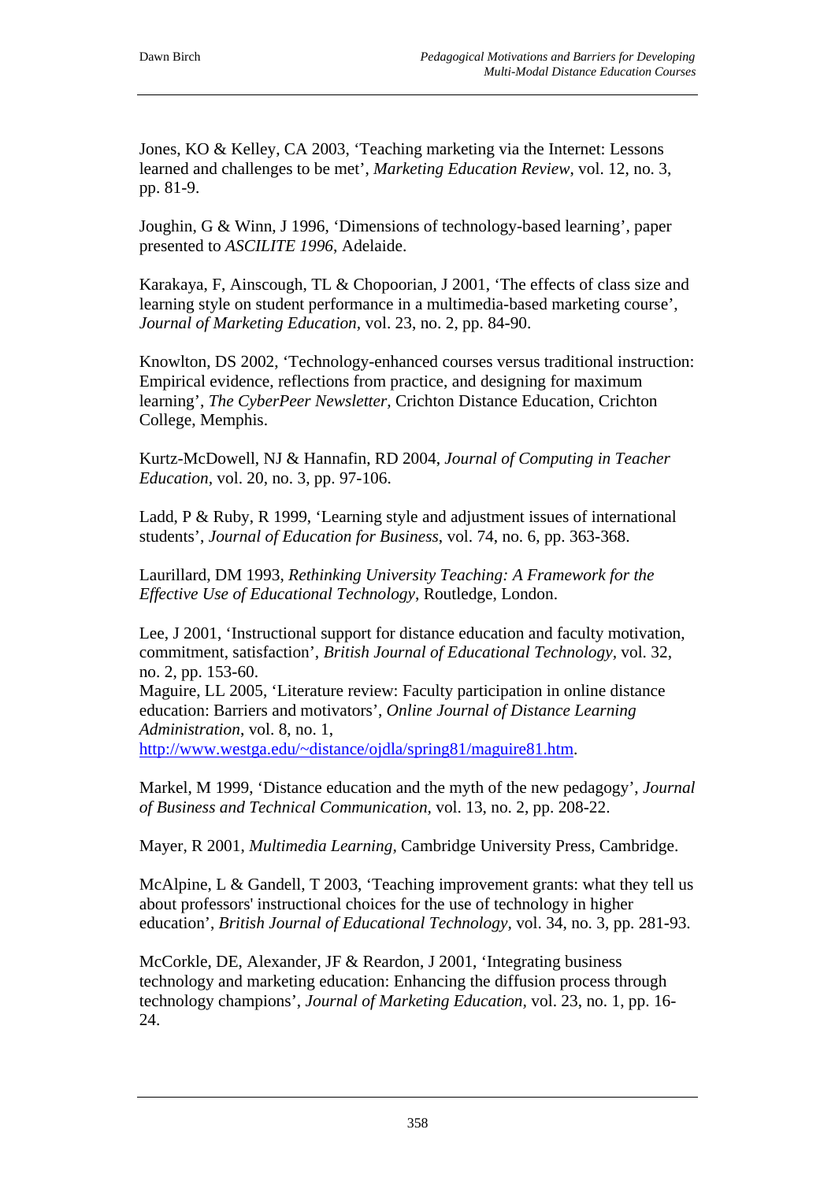Jones, KO & Kelley, CA 2003, ‘Teaching marketing via the Internet: Lessons learned and challenges to be met’, *Marketing Education Review*, vol. 12, no. 3, pp. 81-9.

Joughin, G & Winn, J 1996, ‘Dimensions of technology-based learning’, paper presented to *ASCILITE 1996*, Adelaide.

Karakaya, F, Ainscough, TL & Chopoorian, J 2001, ‘The effects of class size and learning style on student performance in a multimedia-based marketing course’, *Journal of Marketing Education*, vol. 23, no. 2, pp. 84-90.

Knowlton, DS 2002, ‘Technology-enhanced courses versus traditional instruction: Empirical evidence, reflections from practice, and designing for maximum learning’, *The CyberPeer Newsletter*, Crichton Distance Education, Crichton College, Memphis.

Kurtz-McDowell, NJ & Hannafin, RD 2004, *Journal of Computing in Teacher Education*, vol. 20, no. 3, pp. 97-106.

Ladd, P & Ruby, R 1999, ‘Learning style and adjustment issues of international students’, *Journal of Education for Business*, vol. 74, no. 6, pp. 363-368.

Laurillard, DM 1993, *Rethinking University Teaching: A Framework for the Effective Use of Educational Technology*, Routledge, London.

Lee, J 2001, ‘Instructional support for distance education and faculty motivation, commitment, satisfaction’, *British Journal of Educational Technology*, vol. 32, no. 2, pp. 153-60.

Maguire, LL 2005, ‘Literature review: Faculty participation in online distance education: Barriers and motivators’, *Online Journal of Distance Learning Administration*, vol. 8, no. 1, http://www.westga.edu/~distance/ojdla/spring81/maguire81.htm.

Markel, M 1999, ‘Distance education and the myth of the new pedagogy’, *Journal of Business and Technical Communication*, vol. 13, no. 2, pp. 208-22.

Mayer, R 2001, *Multimedia Learning*, Cambridge University Press, Cambridge.

McAlpine, L & Gandell, T 2003, ‘Teaching improvement grants: what they tell us about professors' instructional choices for the use of technology in higher education’, *British Journal of Educational Technology*, vol. 34, no. 3, pp. 281-93.

McCorkle, DE, Alexander, JF & Reardon, J 2001, ‘Integrating business technology and marketing education: Enhancing the diffusion process through technology champions’, *Journal of Marketing Education*, vol. 23, no. 1, pp. 16-24.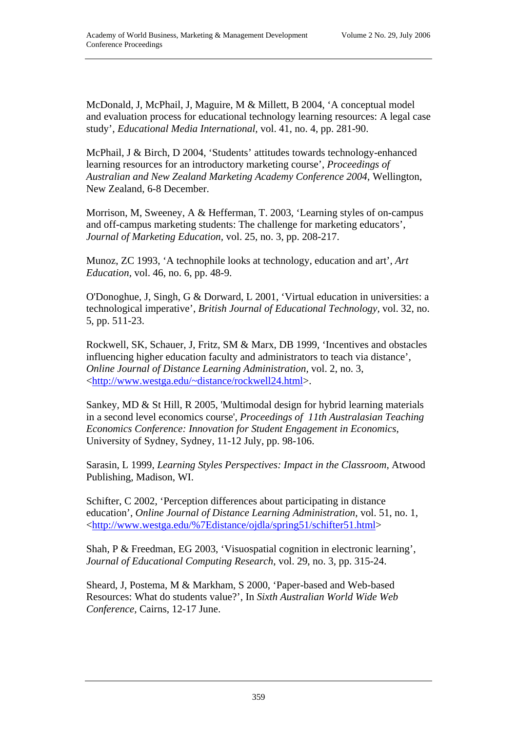McDonald, J, McPhail, J, Maguire, M & Millett, B 2004, 'A conceptual model and evaluation process for educational technology learning resources: A legal case study', *Educational Media International*, vol. 41, no. 4, pp. 281-90.

McPhail, J & Birch, D 2004, 'Students' attitudes towards technology-enhanced learning resources for an introductory marketing course', *Proceedings of Australian and New Zealand Marketing Academy Conference 2004*, Wellington, New Zealand, 6-8 December.

Morrison, M, Sweeney, A & Hefferman, T. 2003, 'Learning styles of on-campus and off-campus marketing students: The challenge for marketing educators', *Journal of Marketing Education*, vol. 25, no. 3, pp. 208-217.

Munoz, ZC 1993, 'A technophile looks at technology, education and art', *Art Education*, vol. 46, no. 6, pp. 48-9.

O'Donoghue, J, Singh, G & Dorward, L 2001, 'Virtual education in universities: a technological imperative', *British Journal of Educational Technology*, vol. 32, no. 5, pp. 511-23.

Rockwell, SK, Schauer, J, Fritz, SM & Marx, DB 1999, 'Incentives and obstacles influencing higher education faculty and administrators to teach via distance', *Online Journal of Distance Learning Administration*, vol. 2, no. 3, <http://www.westga.edu/~distance/rockwell24.html>.

Sankey, MD & St Hill, R 2005, 'Multimodal design for hybrid learning materials in a second level economics course', *Proceedings of 11th Australasian Teaching Economics Conference: Innovation for Student Engagement in Economics*, University of Sydney, Sydney, 11-12 July, pp. 98-106.

Sarasin, L 1999, *Learning Styles Perspectives: Impact in the Classroom*, Atwood Publishing, Madison, WI.

Schifter, C 2002, 'Perception differences about participating in distance education', *Online Journal of Distance Learning Administration*, vol. 51, no. 1, <http://www.westga.edu/%7Edistance/ojdla/spring51/schifter51.html>

Shah, P & Freedman, EG 2003, 'Visuospatial cognition in electronic learning', *Journal of Educational Computing Research*, vol. 29, no. 3, pp. 315-24.

Sheard, J, Postema, M & Markham, S 2000, 'Paper-based and Web-based Resources: What do students value?', In *Sixth Australian World Wide Web Conference*, Cairns, 12-17 June.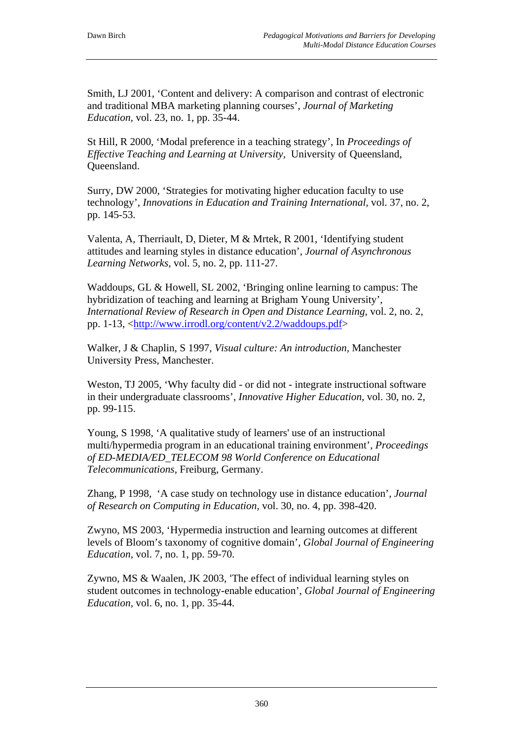Smith, LJ 2001, 'Content and delivery: A comparison and contrast of electronic and traditional MBA marketing planning courses', *Journal of Marketing Education*, vol. 23, no. 1, pp. 35-44.

St Hill, R 2000, 'Modal preference in a teaching strategy', In *Proceedings of Effective Teaching and Learning at University*, University of Queensland, Queensland.

Surry, DW 2000, 'Strategies for motivating higher education faculty to use technology', *Innovations in Education and Training International*, vol. 37, no. 2, pp. 145-53.

Valenta, A, Therriault, D, Dieter, M & Mrtek, R 2001, 'Identifying student attitudes and learning styles in distance education', *Journal of Asynchronous Learning Networks*, vol. 5, no. 2, pp. 111-27.

Waddoups, GL & Howell, SL 2002, 'Bringing online learning to campus: The hybridization of teaching and learning at Brigham Young University', *International Review of Research in Open and Distance Learning*, vol. 2, no. 2, pp. 1-13, <http://www.irrodl.org/content/v2.2/waddoups.pdf>

Walker, J & Chaplin, S 1997, *Visual culture: An introduction*, Manchester University Press, Manchester.

Weston, TJ 2005, 'Why faculty did - or did not - integrate instructional software in their undergraduate classrooms', *Innovative Higher Education*, vol. 30, no. 2, pp. 99-115.

Young, S 1998, 'A qualitative study of learners' use of an instructional multi/hypermedia program in an educational training environment', *Proceedings of ED-MEDIA/ED_TELECOM 98 World Conference on Educational Telecommunications*, Freiburg, Germany.

Zhang, P 1998, 'A case study on technology use in distance education', *Journal of Research on Computing in Education*, vol. 30, no. 4, pp. 398-420.

Zwyno, MS 2003, 'Hypermedia instruction and learning outcomes at different levels of Bloom's taxonomy of cognitive domain', *Global Journal of Engineering Education*, vol. 7, no. 1, pp. 59-70.

Zywno, MS & Waalen, JK 2003, 'The effect of individual learning styles on student outcomes in technology-enable education', *Global Journal of Engineering Education*, vol. 6, no. 1, pp. 35-44.